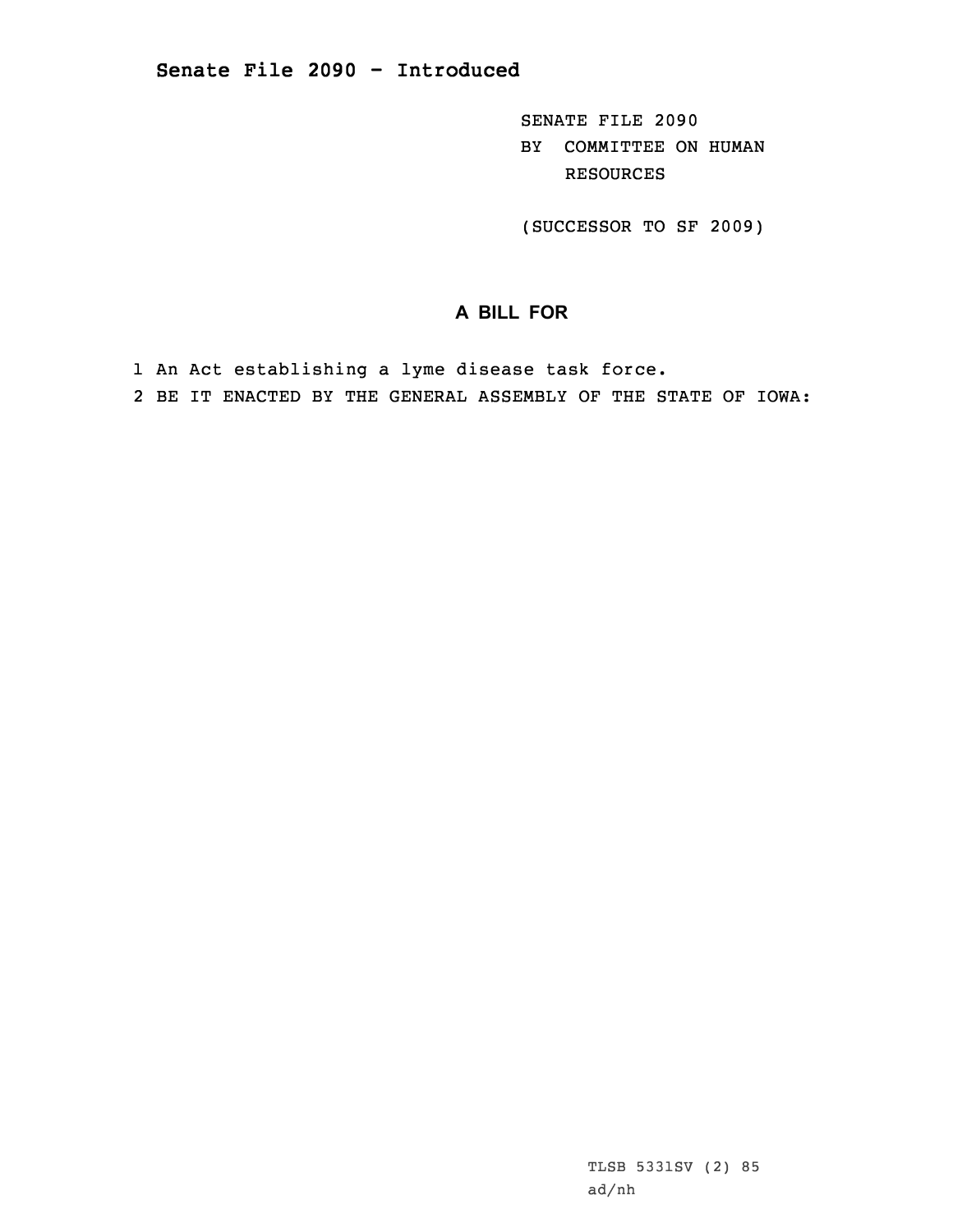# Senate File 2090 - Introduced

SENATE FILE 2090
BY COMMITTEE ON HUMAN RESOURCES

(SUCCESSOR TO SF 2009)

## A BILL FOR

1 An Act establishing a lyme disease task force.
2 BE IT ENACTED BY THE GENERAL ASSEMBLY OF THE STATE OF IOWA:

TLSB 5331SV (2) 85
ad/nh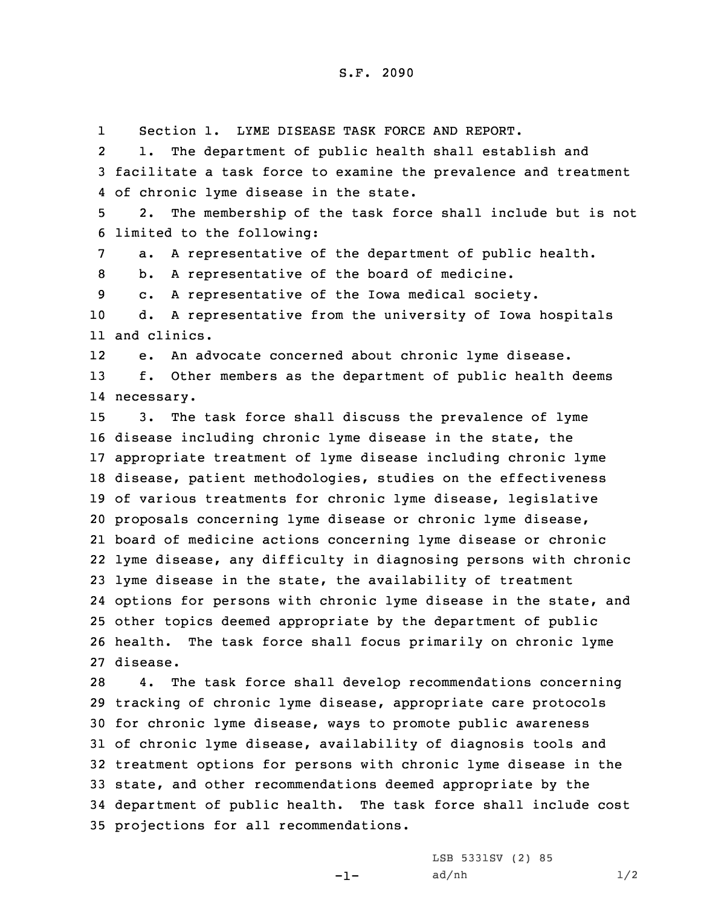S.F. 2090

Section 1. LYME DISEASE TASK FORCE AND REPORT.

1. The department of public health shall establish and facilitate a task force to examine the prevalence and treatment of chronic lyme disease in the state.

2. The membership of the task force shall include but is not limited to the following:

a. A representative of the department of public health.

b. A representative of the board of medicine.

c. A representative of the Iowa medical society.

d. A representative from the university of Iowa hospitals and clinics.

e. An advocate concerned about chronic lyme disease.

f. Other members as the department of public health deems necessary.

3. The task force shall discuss the prevalence of lyme disease including chronic lyme disease in the state, the appropriate treatment of lyme disease including chronic lyme disease, patient methodologies, studies on the effectiveness of various treatments for chronic lyme disease, legislative proposals concerning lyme disease or chronic lyme disease, board of medicine actions concerning lyme disease or chronic lyme disease, any difficulty in diagnosing persons with chronic lyme disease in the state, the availability of treatment options for persons with chronic lyme disease in the state, and other topics deemed appropriate by the department of public health. The task force shall focus primarily on chronic lyme disease.

4. The task force shall develop recommendations concerning tracking of chronic lyme disease, appropriate care protocols for chronic lyme disease, ways to promote public awareness of chronic lyme disease, availability of diagnosis tools and treatment options for persons with chronic lyme disease in the state, and other recommendations deemed appropriate by the department of public health. The task force shall include cost projections for all recommendations.

LSB 5331SV (2) 85
ad/nh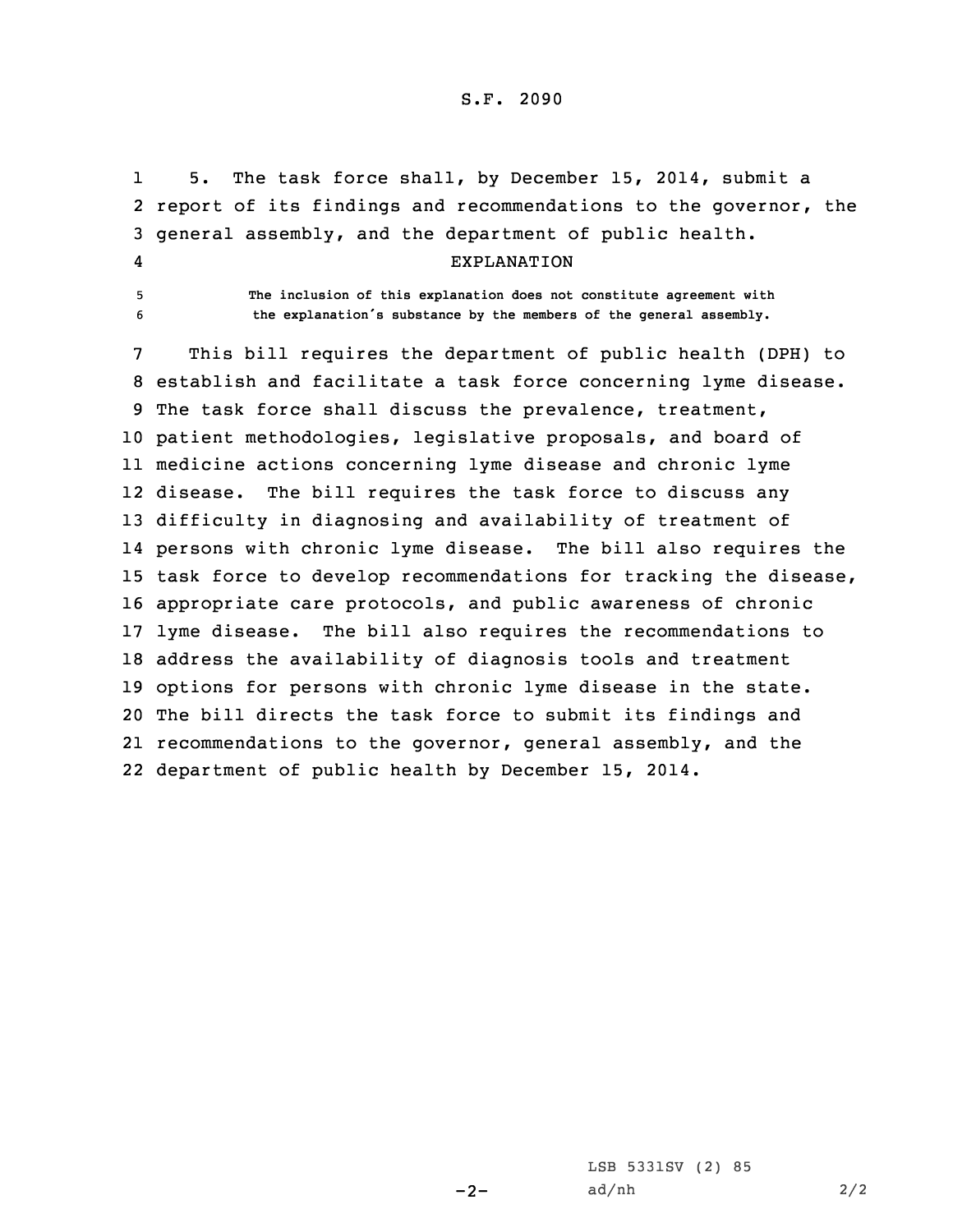5. The task force shall, by December 15, 2014, submit a report of its findings and recommendations to the governor, the general assembly, and the department of public health.

## EXPLANATION

The inclusion of this explanation does not constitute agreement with the explanation's substance by the members of the general assembly.

This bill requires the department of public health (DPH) to establish and facilitate a task force concerning lyme disease. The task force shall discuss the prevalence, treatment, patient methodologies, legislative proposals, and board of medicine actions concerning lyme disease and chronic lyme disease. The bill requires the task force to discuss any difficulty in diagnosing and availability of treatment of persons with chronic lyme disease. The bill also requires the task force to develop recommendations for tracking the disease, appropriate care protocols, and public awareness of chronic lyme disease. The bill also requires the recommendations to address the availability of diagnosis tools and treatment options for persons with chronic lyme disease in the state. The bill directs the task force to submit its findings and recommendations to the governor, general assembly, and the department of public health by December 15, 2014.

LSB 5331SV (2) 85
ad/nh